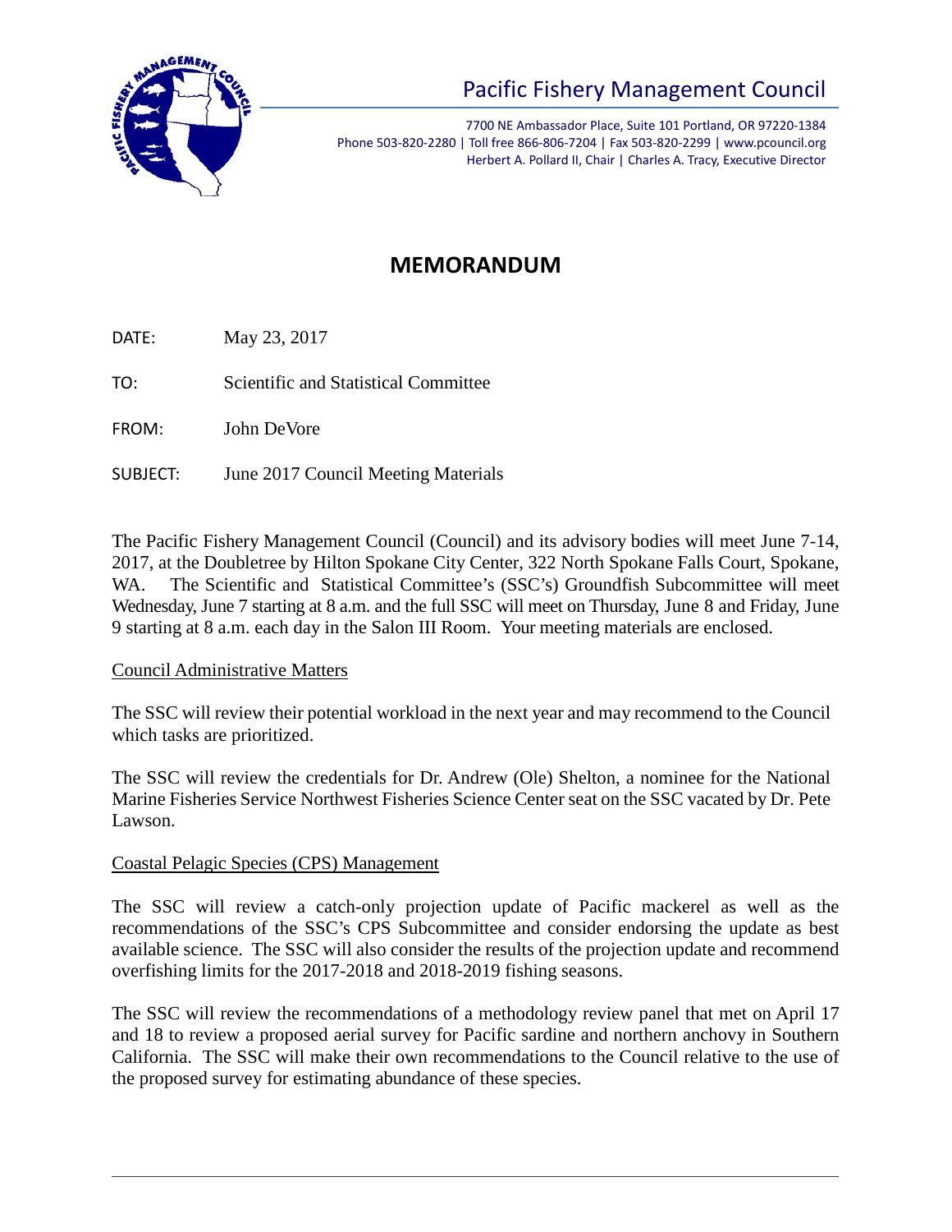# Pacific Fishery Management Council

7700 NE Ambassador Place, Suite 101 Portland, OR 97220-1384
Phone 503-820-2280 | Toll free 866-806-7204 | Fax 503-820-2299 | www.pcouncil.org
Herbert A. Pollard II, Chair | Charles A. Tracy, Executive Director

## MEMORANDUM

DATE: May 23, 2017

TO: Scientific and Statistical Committee

FROM: John DeVore

SUBJECT: June 2017 Council Meeting Materials

The Pacific Fishery Management Council (Council) and its advisory bodies will meet June 7-14, 2017, at the Doubletree by Hilton Spokane City Center, 322 North Spokane Falls Court, Spokane, WA. The Scientific and Statistical Committee's (SSC's) Groundfish Subcommittee will meet Wednesday, June 7 starting at 8 a.m. and the full SSC will meet on Thursday, June 8 and Friday, June 9 starting at 8 a.m. each day in the Salon III Room. Your meeting materials are enclosed.

Council Administrative Matters

The SSC will review their potential workload in the next year and may recommend to the Council which tasks are prioritized.

The SSC will review the credentials for Dr. Andrew (Ole) Shelton, a nominee for the National Marine Fisheries Service Northwest Fisheries Science Center seat on the SSC vacated by Dr. Pete Lawson.

Coastal Pelagic Species (CPS) Management

The SSC will review a catch-only projection update of Pacific mackerel as well as the recommendations of the SSC's CPS Subcommittee and consider endorsing the update as best available science. The SSC will also consider the results of the projection update and recommend overfishing limits for the 2017-2018 and 2018-2019 fishing seasons.

The SSC will review the recommendations of a methodology review panel that met on April 17 and 18 to review a proposed aerial survey for Pacific sardine and northern anchovy in Southern California. The SSC will make their own recommendations to the Council relative to the use of the proposed survey for estimating abundance of these species.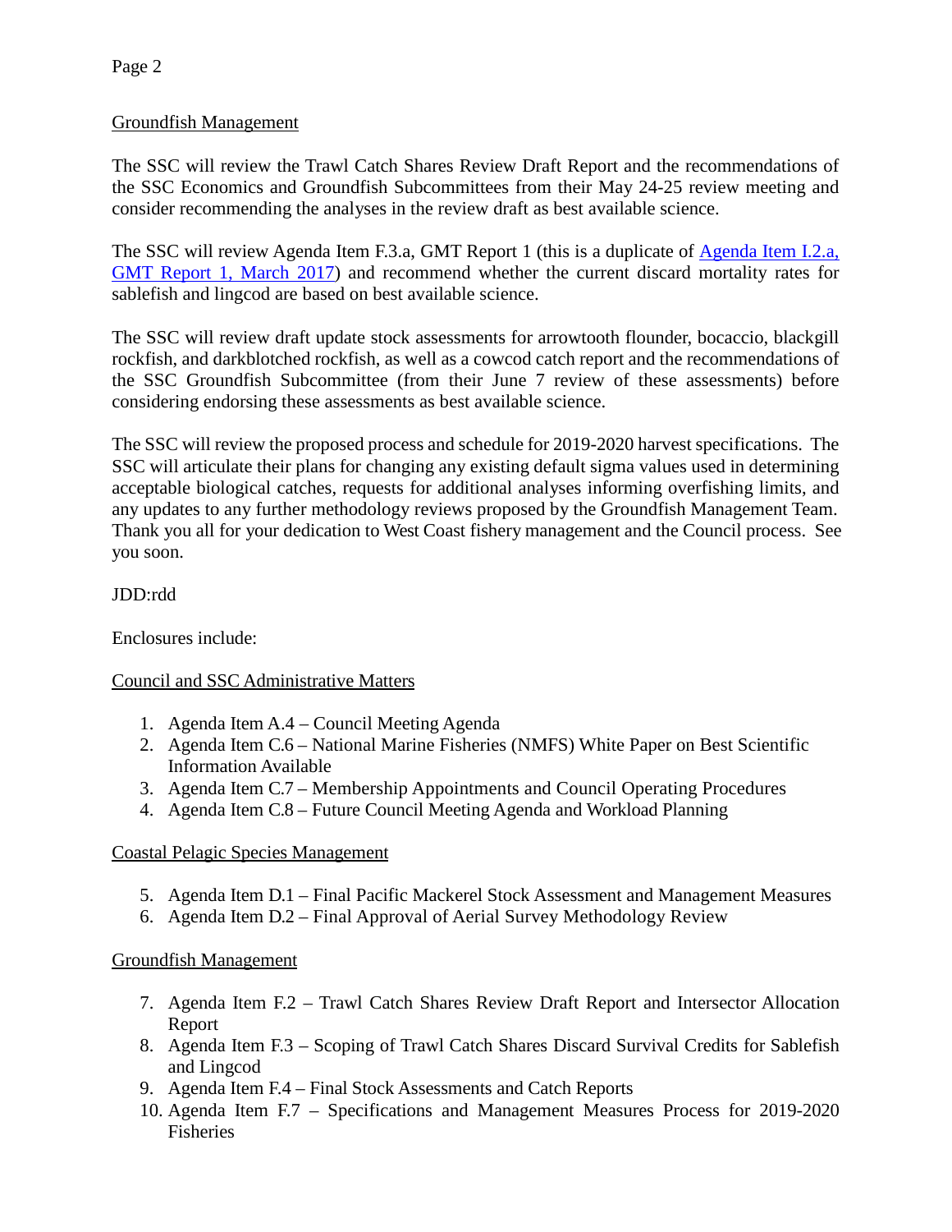Groundfish Management

The SSC will review the Trawl Catch Shares Review Draft Report and the recommendations of the SSC Economics and Groundfish Subcommittees from their May 24-25 review meeting and consider recommending the analyses in the review draft as best available science.

The SSC will review Agenda Item F.3.a, GMT Report 1 (this is a duplicate of [Agenda Item I.2.a, GMT Report 1, March 2017]) and recommend whether the current discard mortality rates for sablefish and lingcod are based on best available science.

The SSC will review draft update stock assessments for arrowtooth flounder, bocaccio, blackgill rockfish, and darkblotched rockfish, as well as a cowcod catch report and the recommendations of the SSC Groundfish Subcommittee (from their June 7 review of these assessments) before considering endorsing these assessments as best available science.

The SSC will review the proposed process and schedule for 2019-2020 harvest specifications. The SSC will articulate their plans for changing any existing default sigma values used in determining acceptable biological catches, requests for additional analyses informing overfishing limits, and any updates to any further methodology reviews proposed by the Groundfish Management Team. Thank you all for your dedication to West Coast fishery management and the Council process. See you soon.

JDD:rdd

Enclosures include:

Council and SSC Administrative Matters

1. Agenda Item A.4 – Council Meeting Agenda
2. Agenda Item C.6 – National Marine Fisheries (NMFS) White Paper on Best Scientific Information Available
3. Agenda Item C.7 – Membership Appointments and Council Operating Procedures
4. Agenda Item C.8 – Future Council Meeting Agenda and Workload Planning

Coastal Pelagic Species Management

5. Agenda Item D.1 – Final Pacific Mackerel Stock Assessment and Management Measures
6. Agenda Item D.2 – Final Approval of Aerial Survey Methodology Review

Groundfish Management

7. Agenda Item F.2 – Trawl Catch Shares Review Draft Report and Intersector Allocation Report
8. Agenda Item F.3 – Scoping of Trawl Catch Shares Discard Survival Credits for Sablefish and Lingcod
9. Agenda Item F.4 – Final Stock Assessments and Catch Reports
10. Agenda Item F.7 – Specifications and Management Measures Process for 2019-2020 Fisheries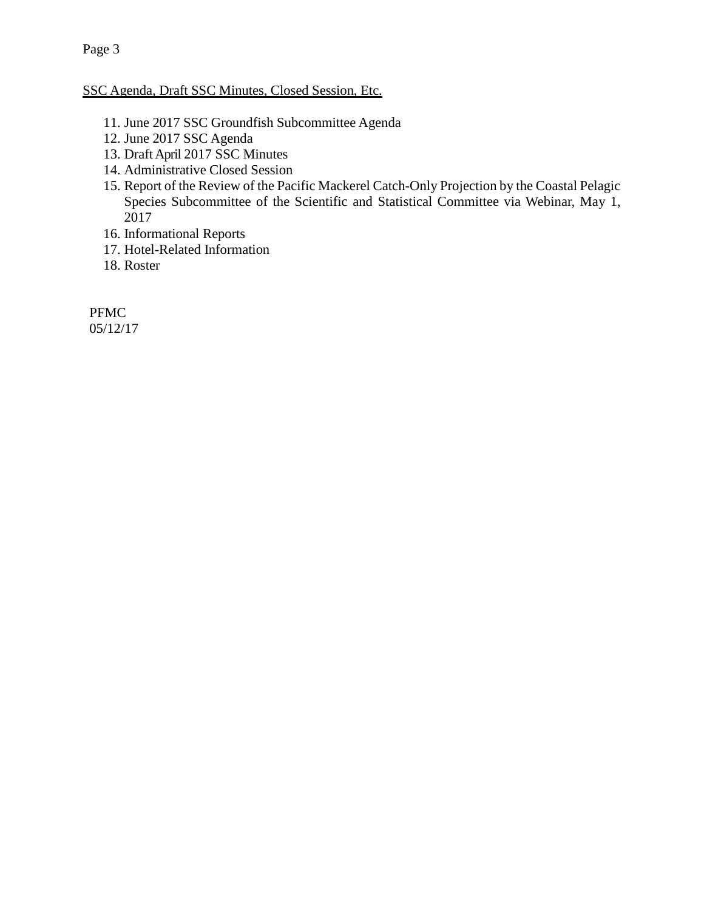<u>SSC Agenda, Draft SSC Minutes, Closed Session, Etc.</u>

11. June 2017 SSC Groundfish Subcommittee Agenda
12. June 2017 SSC Agenda
13. Draft April 2017 SSC Minutes
14. Administrative Closed Session
15. Report of the Review of the Pacific Mackerel Catch-Only Projection by the Coastal Pelagic Species Subcommittee of the Scientific and Statistical Committee via Webinar, May 1, 2017
16. Informational Reports
17. Hotel-Related Information
18. Roster

PFMC
05/12/17